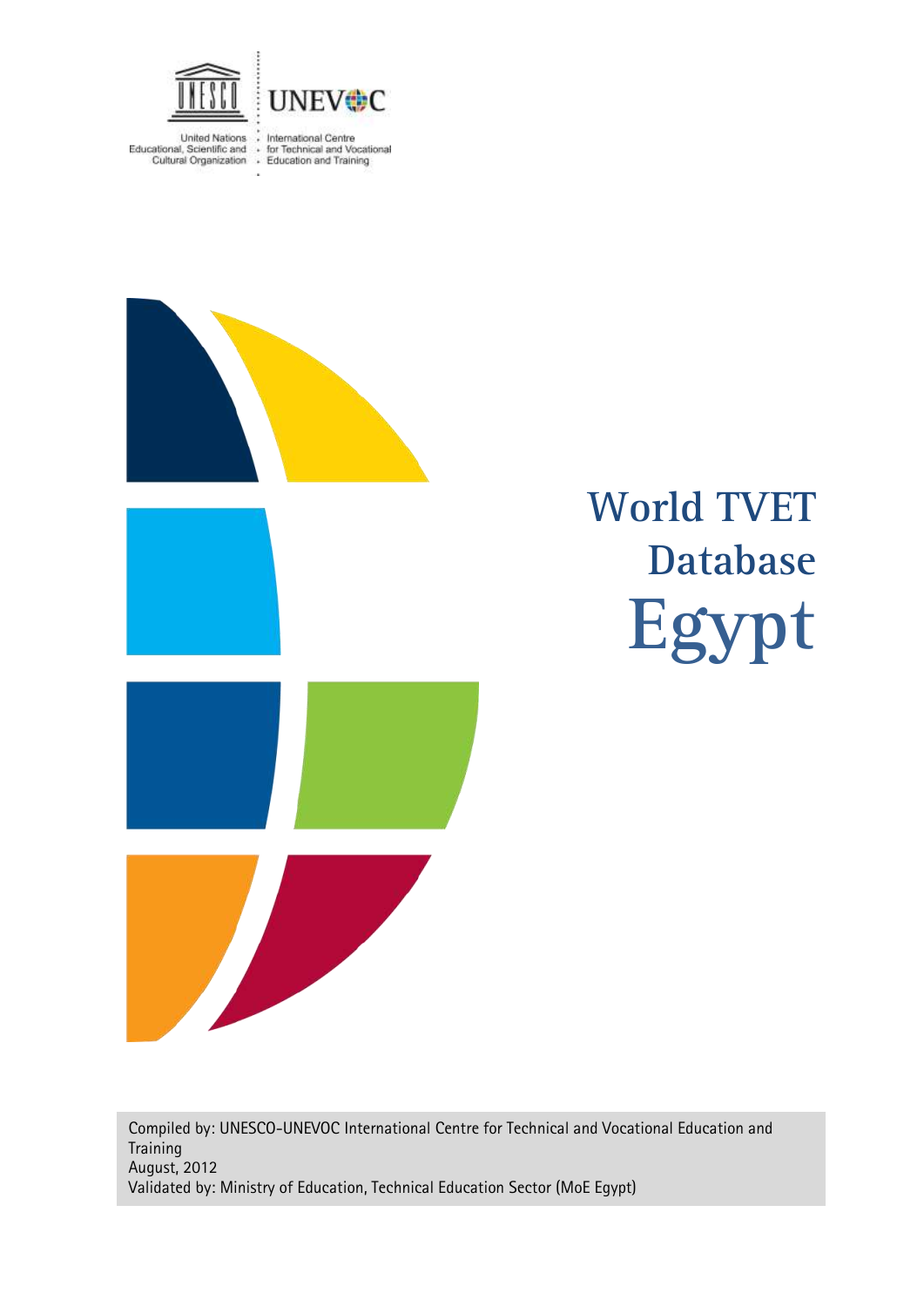United Nations Educational, Scientific and Cultural Organization

UNEVOC International Centre for Technical and Vocational Education and Training

# World TVET Database Egypt

Compiled by: UNESCO-UNEVOC International Centre for Technical and Vocational Education and Training
August, 2012
Validated by: Ministry of Education, Technical Education Sector (MoE Egypt)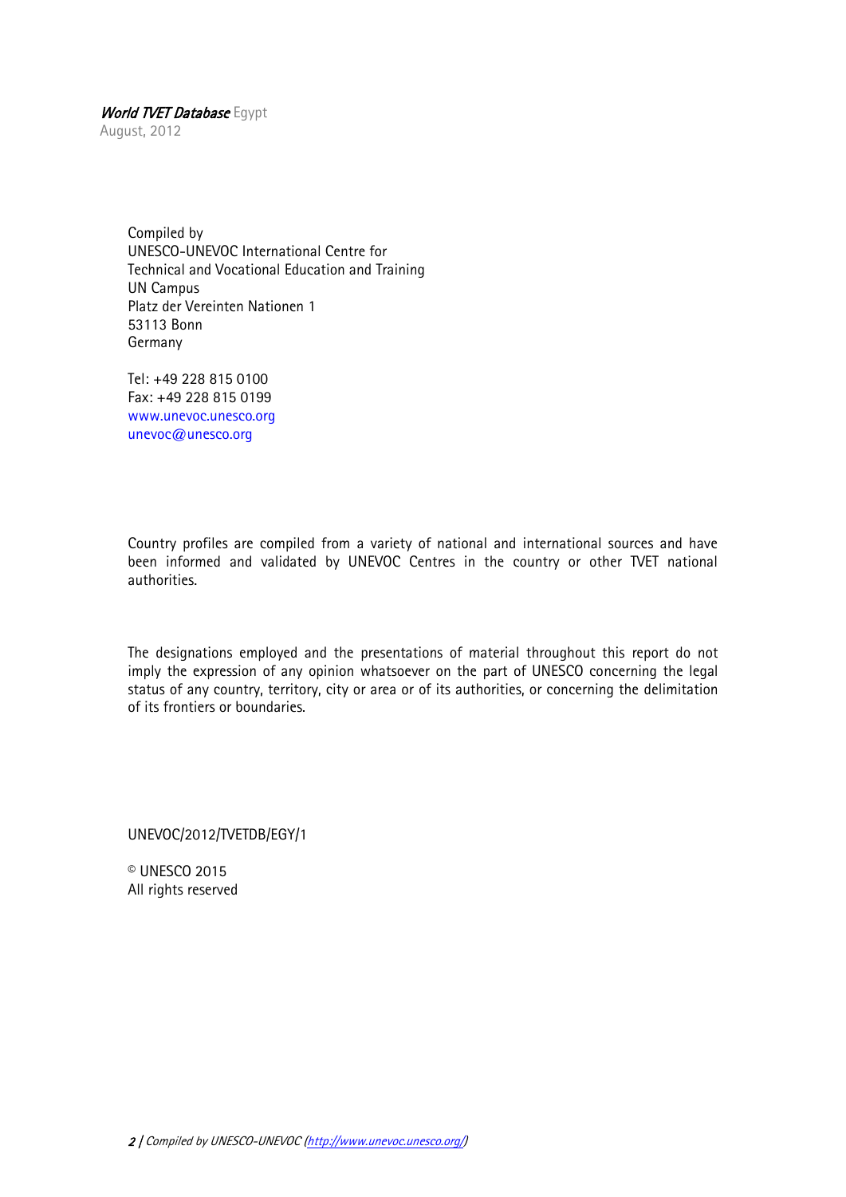*World TVET Database* Egypt
August, 2012

Compiled by
UNESCO-UNEVOC International Centre for
Technical and Vocational Education and Training
UN Campus
Platz der Vereinten Nationen 1
53113 Bonn
Germany

Tel: +49 228 815 0100
Fax: +49 228 815 0199
www.unevoc.unesco.org
unevoc@unesco.org

Country profiles are compiled from a variety of national and international sources and have been informed and validated by UNEVOC Centres in the country or other TVET national authorities.

The designations employed and the presentations of material throughout this report do not imply the expression of any opinion whatsoever on the part of UNESCO concerning the legal status of any country, territory, city or area or of its authorities, or concerning the delimitation of its frontiers or boundaries.

UNEVOC/2012/TVETDB/EGY/1

© UNESCO 2015
All rights reserved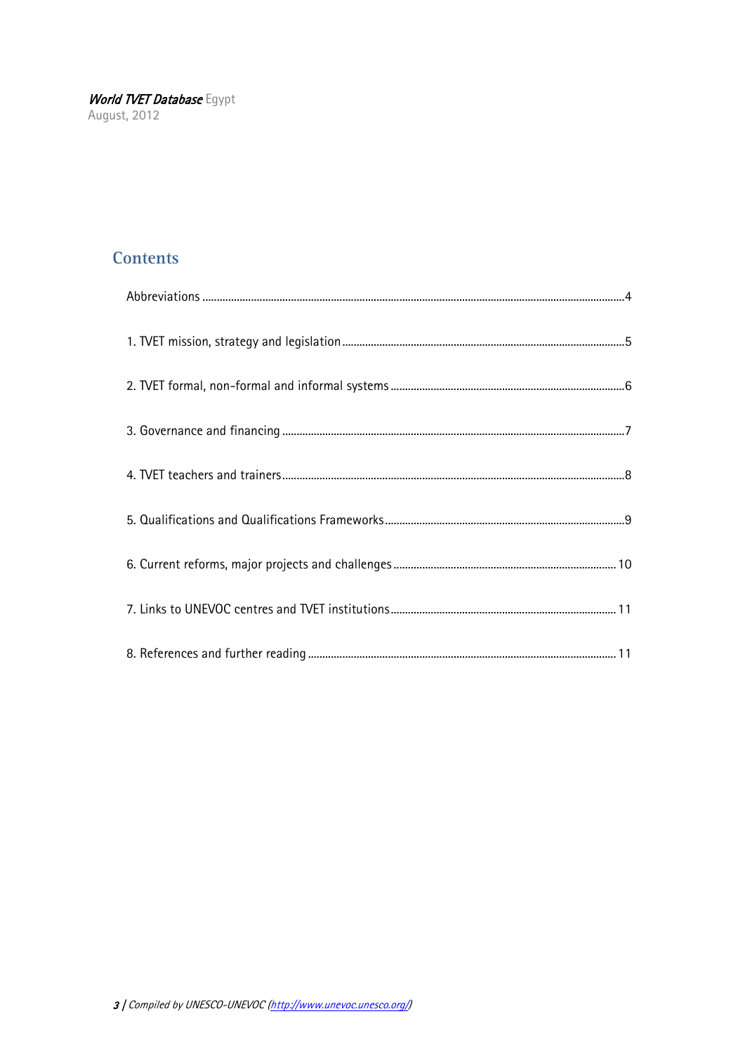## Contents

Abbreviations ..... 4

1. TVET mission, strategy and legislation ..... 5

2. TVET formal, non-formal and informal systems ..... 6

3. Governance and financing ..... 7

4. TVET teachers and trainers ..... 8

5. Qualifications and Qualifications Frameworks ..... 9

6. Current reforms, major projects and challenges ..... 10

7. Links to UNEVOC centres and TVET institutions ..... 11

8. References and further reading ..... 11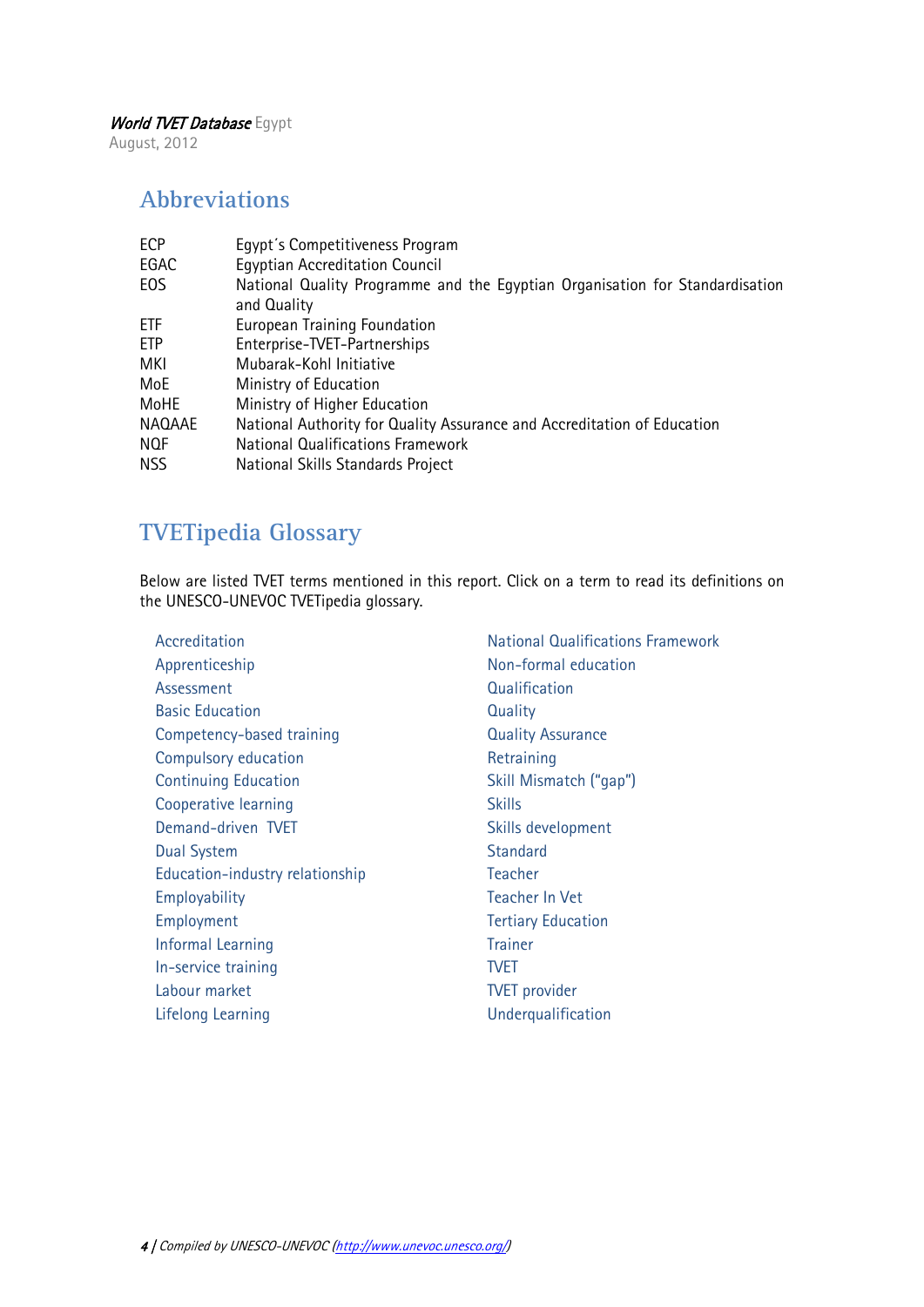## Abbreviations

| | |
|---|---|
| ECP | Egypt´s Competitiveness Program |
| EGAC | Egyptian Accreditation Council |
| EOS | National Quality Programme and the Egyptian Organisation for Standardisation and Quality |
| ETF | European Training Foundation |
| ETP | Enterprise-TVET-Partnerships |
| MKI | Mubarak-Kohl Initiative |
| MoE | Ministry of Education |
| MoHE | Ministry of Higher Education |
| NAQAAE | National Authority for Quality Assurance and Accreditation of Education |
| NQF | National Qualifications Framework |
| NSS | National Skills Standards Project |

## TVETipedia Glossary

Below are listed TVET terms mentioned in this report. Click on a term to read its definitions on the UNESCO-UNEVOC TVETipedia glossary.

- Accreditation
- Apprenticeship
- Assessment
- Basic Education
- Competency-based training
- Compulsory education
- Continuing Education
- Cooperative learning
- Demand-driven TVET
- Dual System
- Education-industry relationship
- Employability
- Employment
- Informal Learning
- In-service training
- Labour market
- Lifelong Learning
- National Qualifications Framework
- Non-formal education
- Qualification
- Quality
- Quality Assurance
- Retraining
- Skill Mismatch ("gap")
- Skills
- Skills development
- Standard
- Teacher
- Teacher In Vet
- Tertiary Education
- Trainer
- TVET
- TVET provider
- Underqualification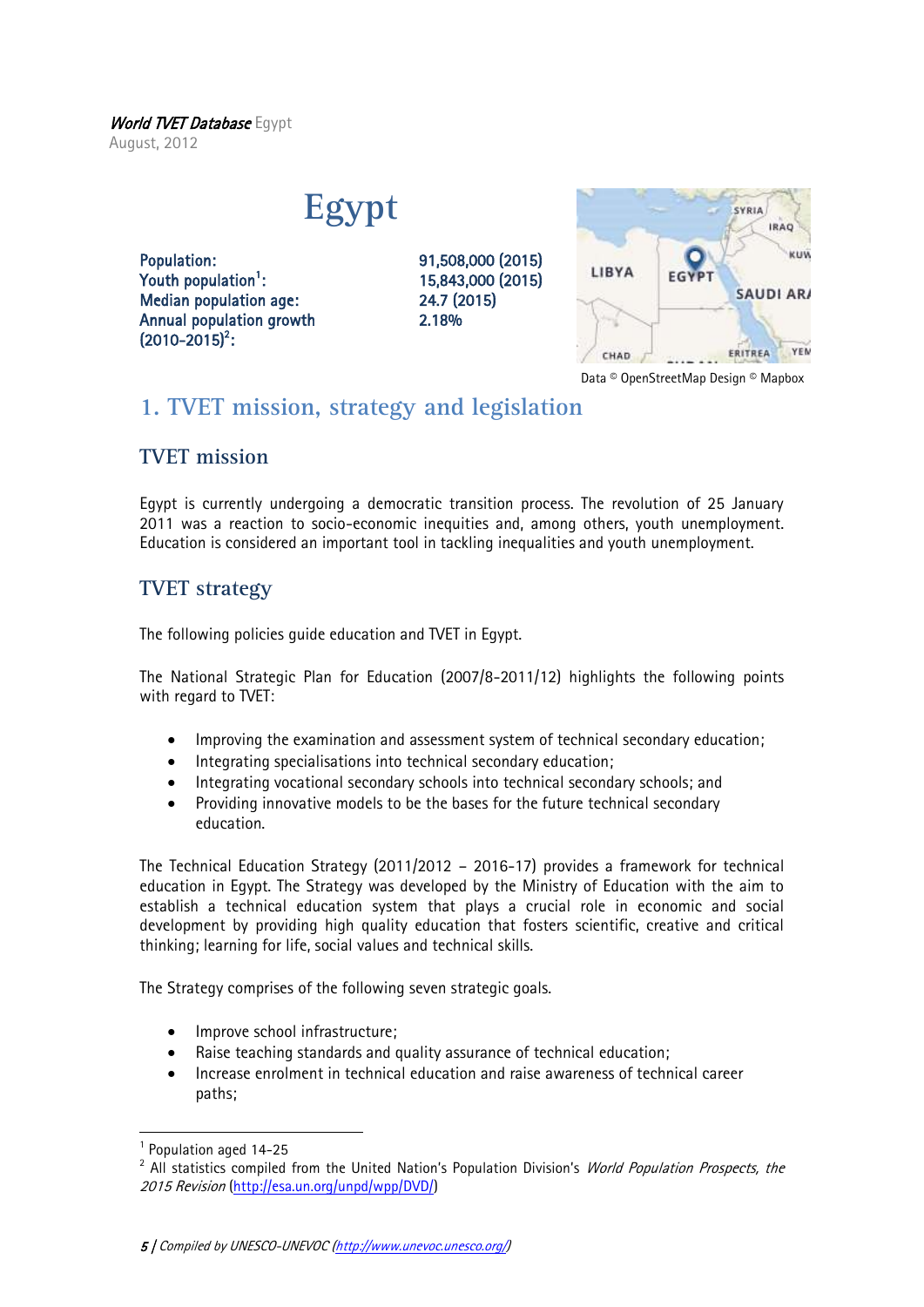# Egypt

| | |
|---|---|
| Population: | 91,508,000 (2015) |
| Youth population[1]: | 15,843,000 (2015) |
| Median population age: | 24.7 (2015) |
| Annual population growth (2010-2015)[2]: | 2.18% |

Data © OpenStreetMap Design © Mapbox

## 1. TVET mission, strategy and legislation

### TVET mission

Egypt is currently undergoing a democratic transition process. The revolution of 25 January 2011 was a reaction to socio-economic inequities and, among others, youth unemployment. Education is considered an important tool in tackling inequalities and youth unemployment.

### TVET strategy

The following policies guide education and TVET in Egypt.

The National Strategic Plan for Education (2007/8-2011/12) highlights the following points with regard to TVET:

- Improving the examination and assessment system of technical secondary education;
- Integrating specialisations into technical secondary education;
- Integrating vocational secondary schools into technical secondary schools; and
- Providing innovative models to be the bases for the future technical secondary education.

The Technical Education Strategy (2011/2012 – 2016-17) provides a framework for technical education in Egypt. The Strategy was developed by the Ministry of Education with the aim to establish a technical education system that plays a crucial role in economic and social development by providing high quality education that fosters scientific, creative and critical thinking; learning for life, social values and technical skills.

The Strategy comprises of the following seven strategic goals.

- Improve school infrastructure;
- Raise teaching standards and quality assurance of technical education;
- Increase enrolment in technical education and raise awareness of technical career paths;

[1] Population aged 14-25

[2] All statistics compiled from the United Nation's Population Division's *World Population Prospects, the 2015 Revision* (http://esa.un.org/unpd/wpp/DVD/)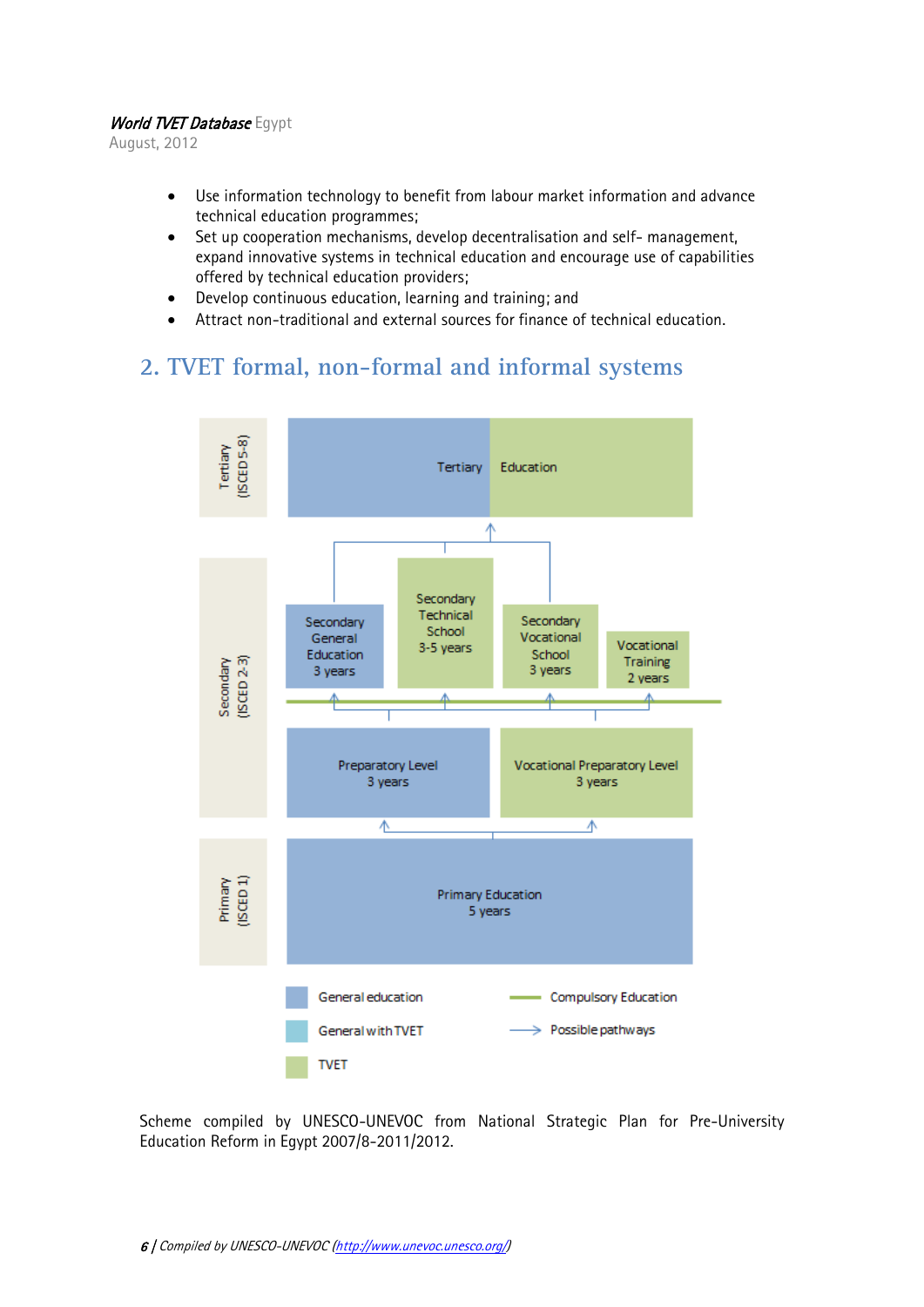- Use information technology to benefit from labour market information and advance technical education programmes;
- Set up cooperation mechanisms, develop decentralisation and self- management, expand innovative systems in technical education and encourage use of capabilities offered by technical education providers;
- Develop continuous education, learning and training; and
- Attract non-traditional and external sources for finance of technical education.

## 2. TVET formal, non-formal and informal systems

Tertiary (ISCED 5-8)

Tertiary Education

Secondary (ISCED 2-3)

Secondary General Education 3 years

Secondary Technical School 3-5 years

Secondary Vocational School 3 years

Vocational Training 2 years

Preparatory Level 3 years

Vocational Preparatory Level 3 years

Primary (ISCED 1)

Primary Education 5 years

General education

General with TVET

TVET

Compulsory Education

Possible pathways

Scheme compiled by UNESCO-UNEVOC from National Strategic Plan for Pre-University Education Reform in Egypt 2007/8-2011/2012.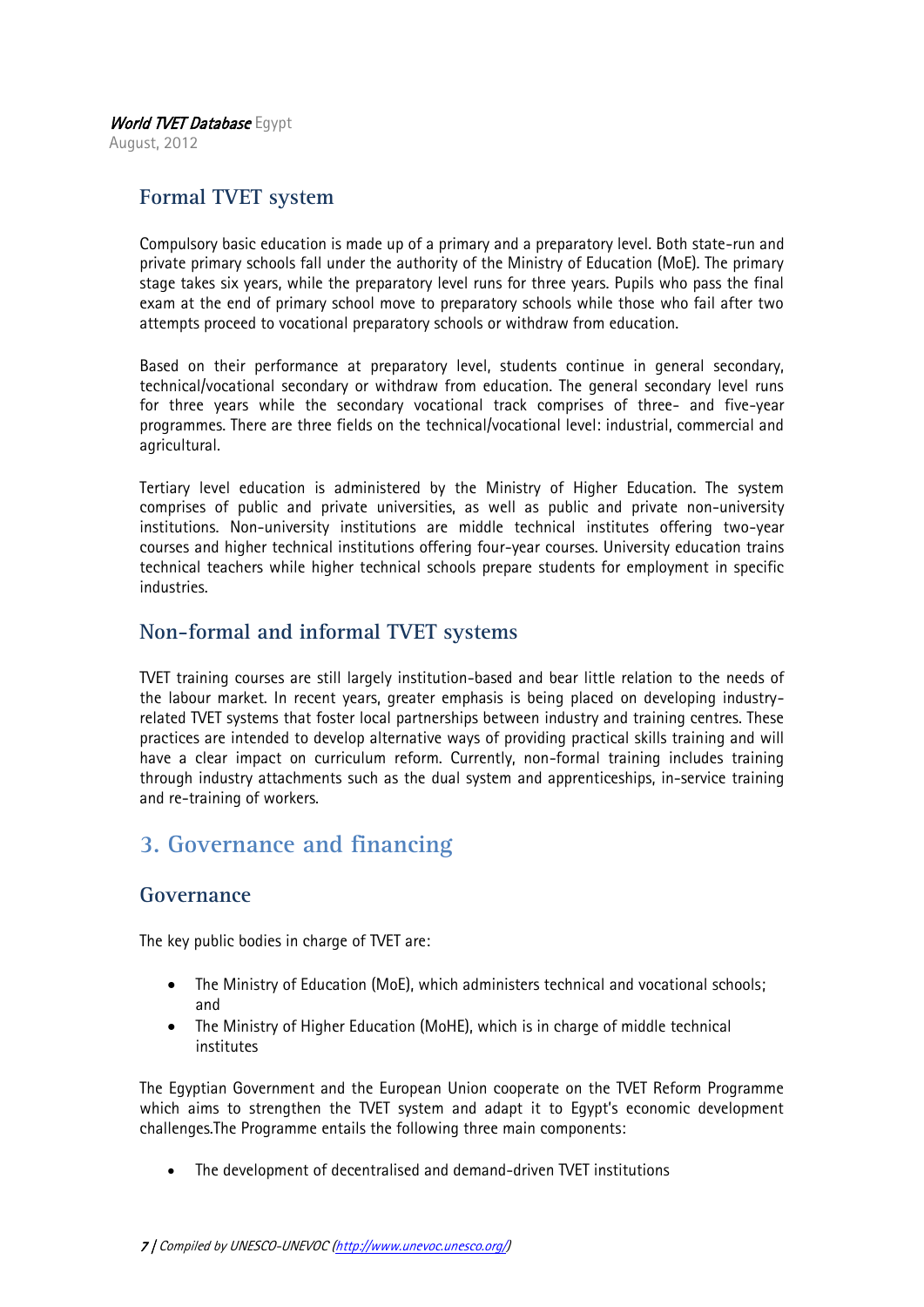## Formal TVET system

Compulsory basic education is made up of a primary and a preparatory level. Both state-run and private primary schools fall under the authority of the Ministry of Education (MoE). The primary stage takes six years, while the preparatory level runs for three years. Pupils who pass the final exam at the end of primary school move to preparatory schools while those who fail after two attempts proceed to vocational preparatory schools or withdraw from education.

Based on their performance at preparatory level, students continue in general secondary, technical/vocational secondary or withdraw from education. The general secondary level runs for three years while the secondary vocational track comprises of three- and five-year programmes. There are three fields on the technical/vocational level: industrial, commercial and agricultural.

Tertiary level education is administered by the Ministry of Higher Education. The system comprises of public and private universities, as well as public and private non-university institutions. Non-university institutions are middle technical institutes offering two-year courses and higher technical institutions offering four-year courses. University education trains technical teachers while higher technical schools prepare students for employment in specific industries.

## Non-formal and informal TVET systems

TVET training courses are still largely institution-based and bear little relation to the needs of the labour market. In recent years, greater emphasis is being placed on developing industry-related TVET systems that foster local partnerships between industry and training centres. These practices are intended to develop alternative ways of providing practical skills training and will have a clear impact on curriculum reform. Currently, non-formal training includes training through industry attachments such as the dual system and apprenticeships, in-service training and re-training of workers.

# 3. Governance and financing

## Governance

The key public bodies in charge of TVET are:

- The Ministry of Education (MoE), which administers technical and vocational schools; and
- The Ministry of Higher Education (MoHE), which is in charge of middle technical institutes

The Egyptian Government and the European Union cooperate on the TVET Reform Programme which aims to strengthen the TVET system and adapt it to Egypt's economic development challenges.The Programme entails the following three main components:

- The development of decentralised and demand-driven TVET institutions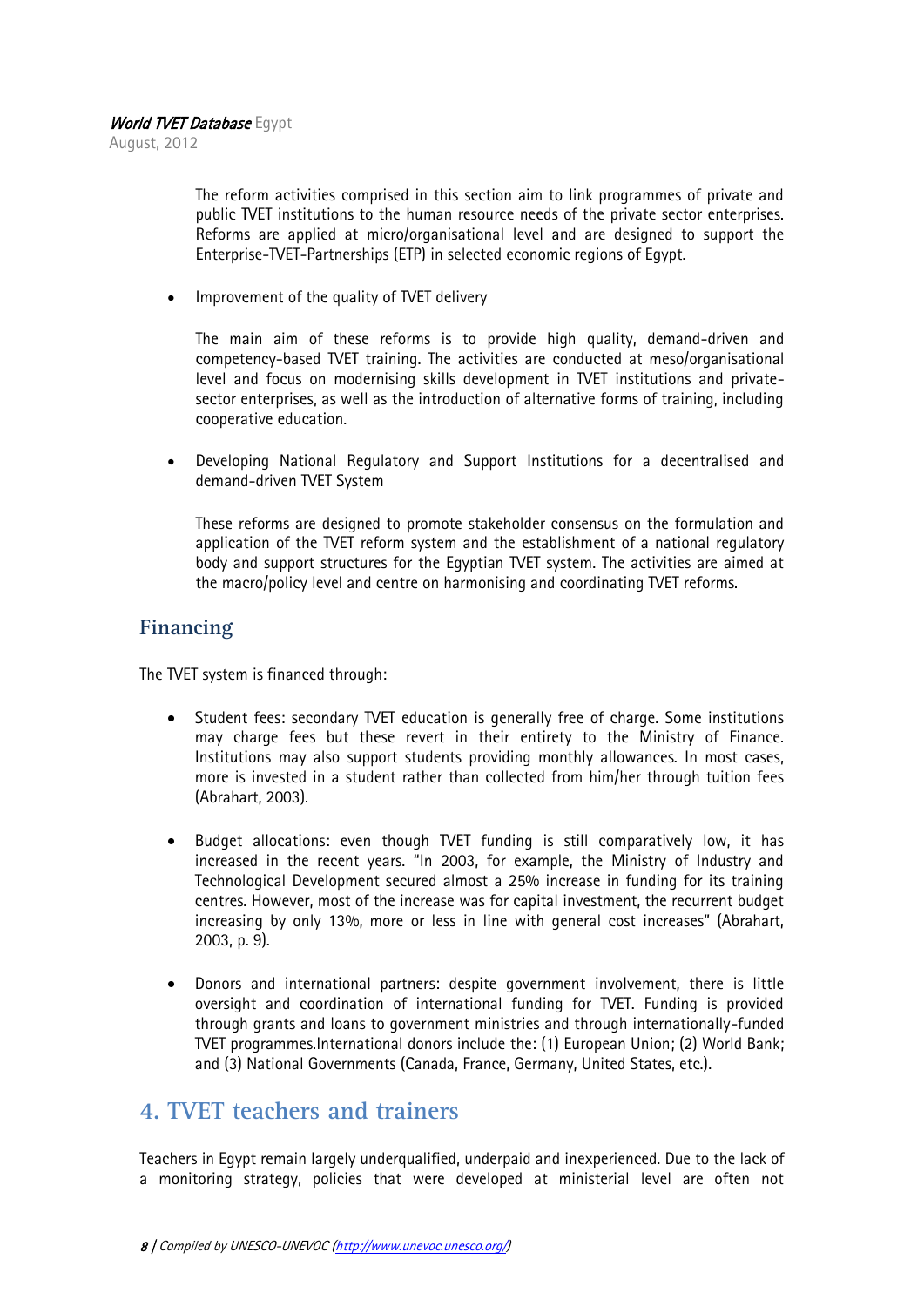The reform activities comprised in this section aim to link programmes of private and public TVET institutions to the human resource needs of the private sector enterprises. Reforms are applied at micro/organisational level and are designed to support the Enterprise-TVET-Partnerships (ETP) in selected economic regions of Egypt.

- Improvement of the quality of TVET delivery

  The main aim of these reforms is to provide high quality, demand-driven and competency-based TVET training. The activities are conducted at meso/organisational level and focus on modernising skills development in TVET institutions and private-sector enterprises, as well as the introduction of alternative forms of training, including cooperative education.

- Developing National Regulatory and Support Institutions for a decentralised and demand-driven TVET System

  These reforms are designed to promote stakeholder consensus on the formulation and application of the TVET reform system and the establishment of a national regulatory body and support structures for the Egyptian TVET system. The activities are aimed at the macro/policy level and centre on harmonising and coordinating TVET reforms.

## Financing

The TVET system is financed through:

- Student fees: secondary TVET education is generally free of charge. Some institutions may charge fees but these revert in their entirety to the Ministry of Finance. Institutions may also support students providing monthly allowances. In most cases, more is invested in a student rather than collected from him/her through tuition fees (Abrahart, 2003).

- Budget allocations: even though TVET funding is still comparatively low, it has increased in the recent years. "In 2003, for example, the Ministry of Industry and Technological Development secured almost a 25% increase in funding for its training centres. However, most of the increase was for capital investment, the recurrent budget increasing by only 13%, more or less in line with general cost increases" (Abrahart, 2003, p. 9).

- Donors and international partners: despite government involvement, there is little oversight and coordination of international funding for TVET. Funding is provided through grants and loans to government ministries and through internationally-funded TVET programmes.International donors include the: (1) European Union; (2) World Bank; and (3) National Governments (Canada, France, Germany, United States, etc.).

# 4. TVET teachers and trainers

Teachers in Egypt remain largely underqualified, underpaid and inexperienced. Due to the lack of a monitoring strategy, policies that were developed at ministerial level are often not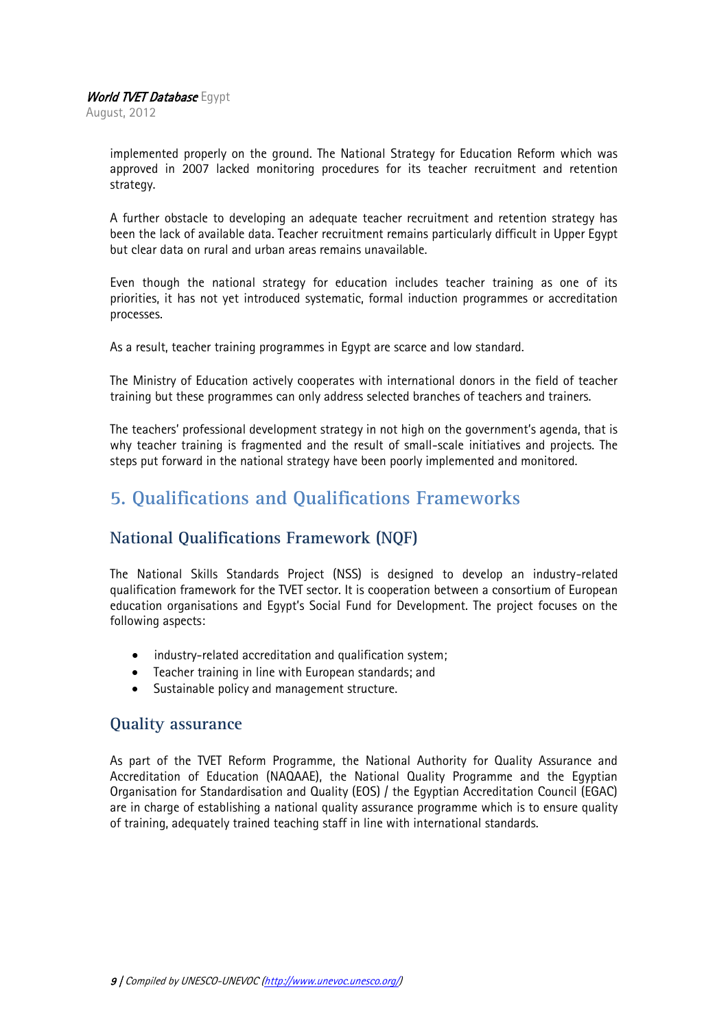implemented properly on the ground. The National Strategy for Education Reform which was approved in 2007 lacked monitoring procedures for its teacher recruitment and retention strategy.

A further obstacle to developing an adequate teacher recruitment and retention strategy has been the lack of available data. Teacher recruitment remains particularly difficult in Upper Egypt but clear data on rural and urban areas remains unavailable.

Even though the national strategy for education includes teacher training as one of its priorities, it has not yet introduced systematic, formal induction programmes or accreditation processes.

As a result, teacher training programmes in Egypt are scarce and low standard.

The Ministry of Education actively cooperates with international donors in the field of teacher training but these programmes can only address selected branches of teachers and trainers.

The teachers' professional development strategy in not high on the government's agenda, that is why teacher training is fragmented and the result of small-scale initiatives and projects. The steps put forward in the national strategy have been poorly implemented and monitored.

# 5. Qualifications and Qualifications Frameworks

## National Qualifications Framework (NQF)

The National Skills Standards Project (NSS) is designed to develop an industry-related qualification framework for the TVET sector. It is cooperation between a consortium of European education organisations and Egypt's Social Fund for Development. The project focuses on the following aspects:

- industry-related accreditation and qualification system;
- Teacher training in line with European standards; and
- Sustainable policy and management structure.

## Quality assurance

As part of the TVET Reform Programme, the National Authority for Quality Assurance and Accreditation of Education (NAQAAE), the National Quality Programme and the Egyptian Organisation for Standardisation and Quality (EOS) / the Egyptian Accreditation Council (EGAC) are in charge of establishing a national quality assurance programme which is to ensure quality of training, adequately trained teaching staff in line with international standards.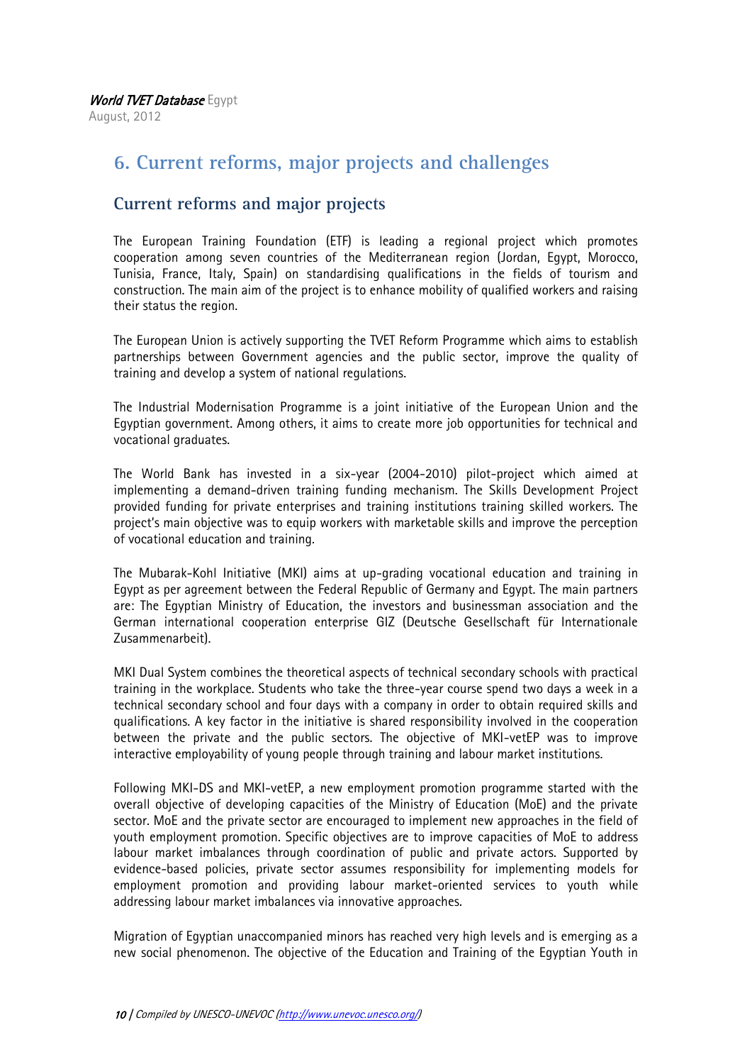## 6. Current reforms, major projects and challenges

### Current reforms and major projects

The European Training Foundation (ETF) is leading a regional project which promotes cooperation among seven countries of the Mediterranean region (Jordan, Egypt, Morocco, Tunisia, France, Italy, Spain) on standardising qualifications in the fields of tourism and construction. The main aim of the project is to enhance mobility of qualified workers and raising their status the region.

The European Union is actively supporting the TVET Reform Programme which aims to establish partnerships between Government agencies and the public sector, improve the quality of training and develop a system of national regulations.

The Industrial Modernisation Programme is a joint initiative of the European Union and the Egyptian government. Among others, it aims to create more job opportunities for technical and vocational graduates.

The World Bank has invested in a six-year (2004-2010) pilot-project which aimed at implementing a demand-driven training funding mechanism. The Skills Development Project provided funding for private enterprises and training institutions training skilled workers. The project's main objective was to equip workers with marketable skills and improve the perception of vocational education and training.

The Mubarak-Kohl Initiative (MKI) aims at up-grading vocational education and training in Egypt as per agreement between the Federal Republic of Germany and Egypt. The main partners are: The Egyptian Ministry of Education, the investors and businessman association and the German international cooperation enterprise GIZ (Deutsche Gesellschaft für Internationale Zusammenarbeit).

MKI Dual System combines the theoretical aspects of technical secondary schools with practical training in the workplace. Students who take the three-year course spend two days a week in a technical secondary school and four days with a company in order to obtain required skills and qualifications. A key factor in the initiative is shared responsibility involved in the cooperation between the private and the public sectors. The objective of MKI-vetEP was to improve interactive employability of young people through training and labour market institutions.

Following MKI-DS and MKI-vetEP, a new employment promotion programme started with the overall objective of developing capacities of the Ministry of Education (MoE) and the private sector. MoE and the private sector are encouraged to implement new approaches in the field of youth employment promotion. Specific objectives are to improve capacities of MoE to address labour market imbalances through coordination of public and private actors. Supported by evidence-based policies, private sector assumes responsibility for implementing models for employment promotion and providing labour market-oriented services to youth while addressing labour market imbalances via innovative approaches.

Migration of Egyptian unaccompanied minors has reached very high levels and is emerging as a new social phenomenon. The objective of the Education and Training of the Egyptian Youth in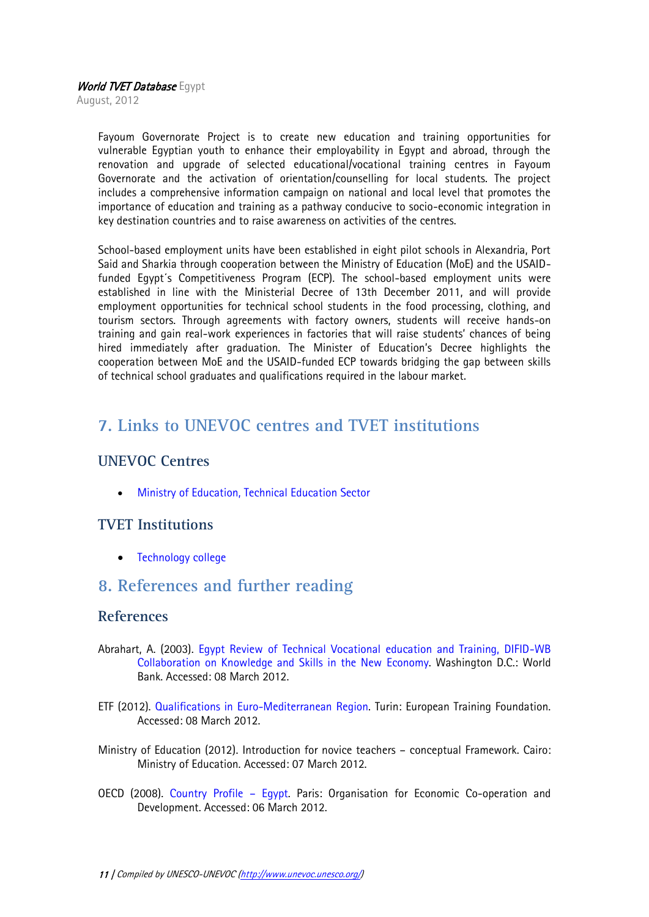Fayoum Governorate Project is to create new education and training opportunities for vulnerable Egyptian youth to enhance their employability in Egypt and abroad, through the renovation and upgrade of selected educational/vocational training centres in Fayoum Governorate and the activation of orientation/counselling for local students. The project includes a comprehensive information campaign on national and local level that promotes the importance of education and training as a pathway conducive to socio-economic integration in key destination countries and to raise awareness on activities of the centres.

School-based employment units have been established in eight pilot schools in Alexandria, Port Said and Sharkia through cooperation between the Ministry of Education (MoE) and the USAID-funded Egypt´s Competitiveness Program (ECP). The school-based employment units were established in line with the Ministerial Decree of 13th December 2011, and will provide employment opportunities for technical school students in the food processing, clothing, and tourism sectors. Through agreements with factory owners, students will receive hands-on training and gain real-work experiences in factories that will raise students' chances of being hired immediately after graduation. The Minister of Education's Decree highlights the cooperation between MoE and the USAID-funded ECP towards bridging the gap between skills of technical school graduates and qualifications required in the labour market.

## 7. Links to UNEVOC centres and TVET institutions

### UNEVOC Centres

- Ministry of Education, Technical Education Sector

### TVET Institutions

- Technology college

## 8. References and further reading

### References

Abrahart, A. (2003). Egypt Review of Technical Vocational education and Training, DIFID-WB Collaboration on Knowledge and Skills in the New Economy. Washington D.C.: World Bank. Accessed: 08 March 2012.

ETF (2012). Qualifications in Euro-Mediterranean Region. Turin: European Training Foundation. Accessed: 08 March 2012.

Ministry of Education (2012). Introduction for novice teachers – conceptual Framework. Cairo: Ministry of Education. Accessed: 07 March 2012.

OECD (2008). Country Profile – Egypt. Paris: Organisation for Economic Co-operation and Development. Accessed: 06 March 2012.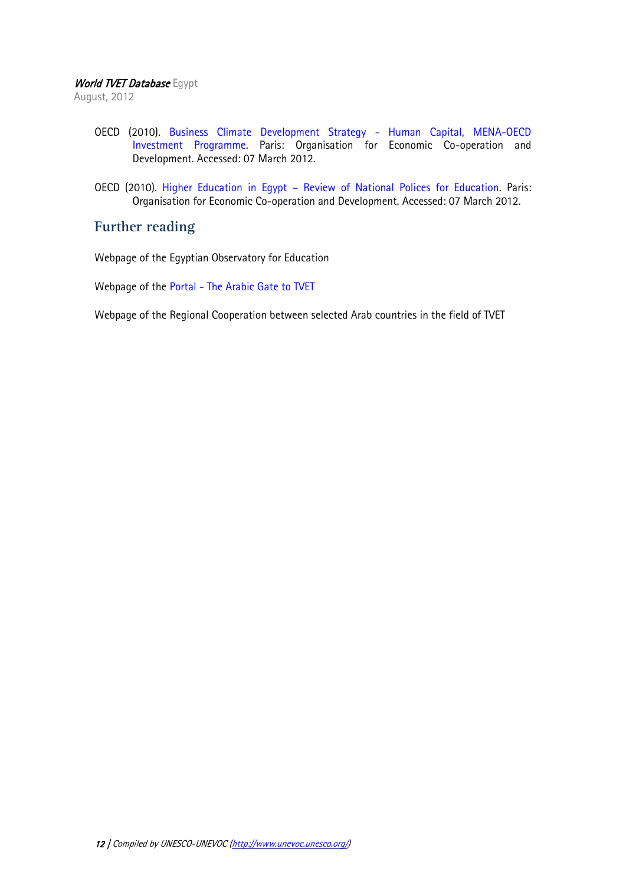OECD (2010). Business Climate Development Strategy - Human Capital, MENA-OECD Investment Programme. Paris: Organisation for Economic Co-operation and Development. Accessed: 07 March 2012.

OECD (2010). Higher Education in Egypt – Review of National Polices for Education. Paris: Organisation for Economic Co-operation and Development. Accessed: 07 March 2012.

## Further reading

Webpage of the Egyptian Observatory for Education

Webpage of the Portal - The Arabic Gate to TVET

Webpage of the Regional Cooperation between selected Arab countries in the field of TVET